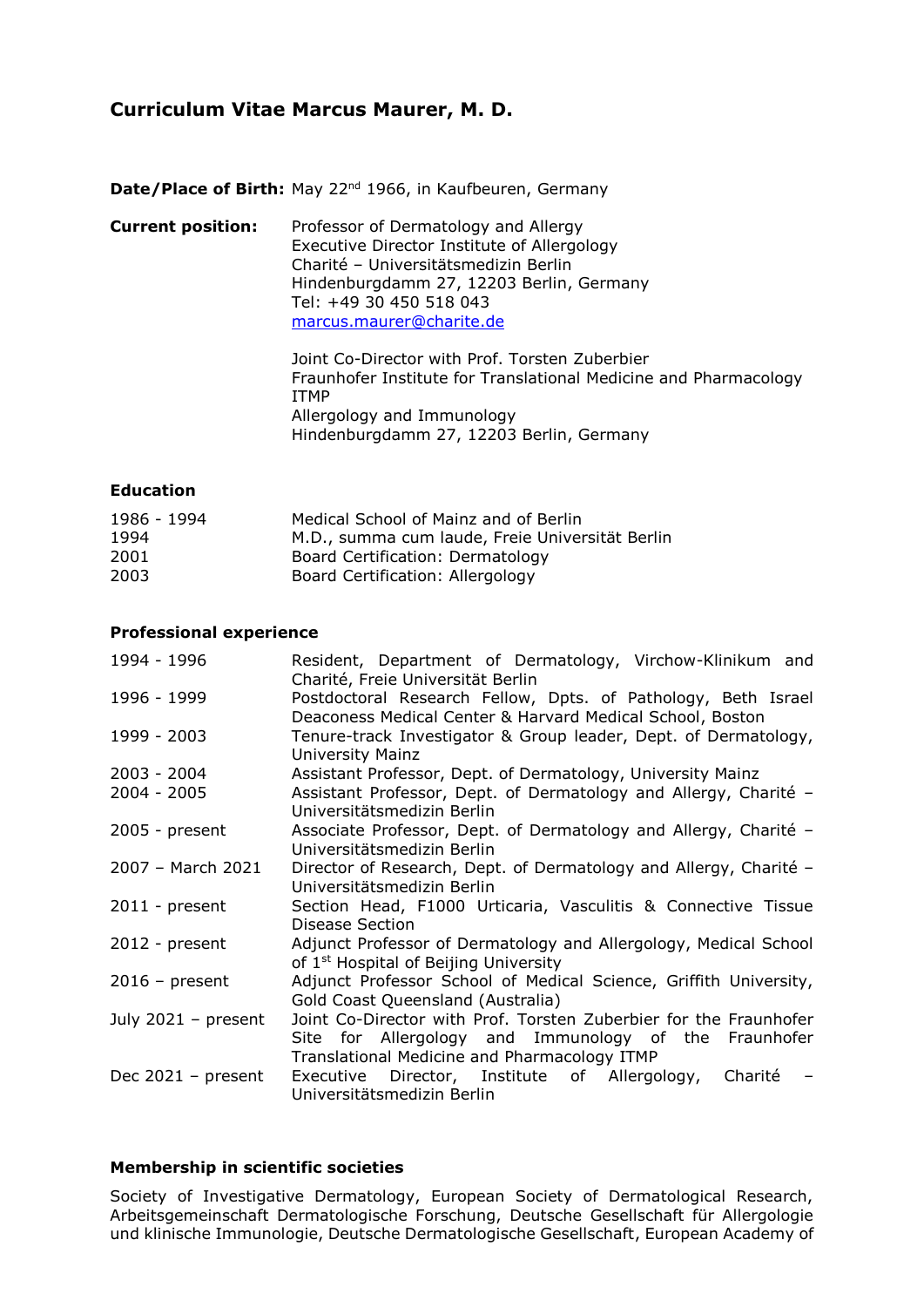# Curriculum Vitae Marcus Maurer, M. D.

**Date/Place of Birth:** May 22nd 1966, in Kaufbeuren, Germany

**Current position:**

Professor of Dermatology and Allergy
Executive Director Institute of Allergology
Charité – Universitätsmedizin Berlin
Hindenburgdamm 27, 12203 Berlin, Germany
Tel: +49 30 450 518 043
marcus.maurer@charite.de

Joint Co-Director with Prof. Torsten Zuberbier
Fraunhofer Institute for Translational Medicine and Pharmacology ITMP
Allergology and Immunology
Hindenburgdamm 27, 12203 Berlin, Germany

## Education

| | |
|---|---|
| 1986 - 1994 | Medical School of Mainz and of Berlin |
| 1994 | M.D., summa cum laude, Freie Universität Berlin |
| 2001 | Board Certification: Dermatology |
| 2003 | Board Certification: Allergology |

## Professional experience

| | |
|---|---|
| 1994 - 1996 | Resident, Department of Dermatology, Virchow-Klinikum and Charité, Freie Universität Berlin |
| 1996 - 1999 | Postdoctoral Research Fellow, Dpts. of Pathology, Beth Israel Deaconess Medical Center & Harvard Medical School, Boston |
| 1999 - 2003 | Tenure-track Investigator & Group leader, Dept. of Dermatology, University Mainz |
| 2003 - 2004 | Assistant Professor, Dept. of Dermatology, University Mainz |
| 2004 - 2005 | Assistant Professor, Dept. of Dermatology and Allergy, Charité – Universitätsmedizin Berlin |
| 2005 - present | Associate Professor, Dept. of Dermatology and Allergy, Charité – Universitätsmedizin Berlin |
| 2007 – March 2021 | Director of Research, Dept. of Dermatology and Allergy, Charité – Universitätsmedizin Berlin |
| 2011 - present | Section Head, F1000 Urticaria, Vasculitis & Connective Tissue Disease Section |
| 2012 - present | Adjunct Professor of Dermatology and Allergology, Medical School of 1st Hospital of Beijing University |
| 2016 – present | Adjunct Professor School of Medical Science, Griffith University, Gold Coast Queensland (Australia) |
| July 2021 – present | Joint Co-Director with Prof. Torsten Zuberbier for the Fraunhofer Site for Allergology and Immunology of the Fraunhofer Translational Medicine and Pharmacology ITMP |
| Dec 2021 – present | Executive Director, Institute of Allergology, Charité – Universitätsmedizin Berlin |

## Membership in scientific societies

Society of Investigative Dermatology, European Society of Dermatological Research, Arbeitsgemeinschaft Dermatologische Forschung, Deutsche Gesellschaft für Allergologie und klinische Immunologie, Deutsche Dermatologische Gesellschaft, European Academy of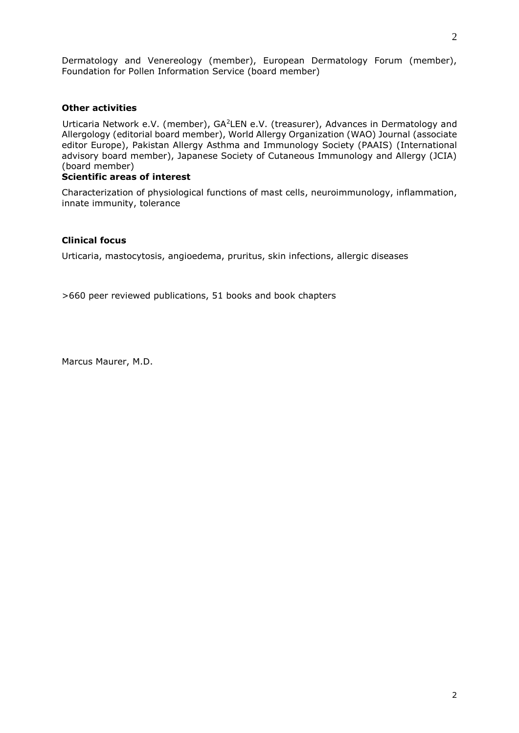Dermatology and Venereology (member), European Dermatology Forum (member), Foundation for Pollen Information Service (board member)

**Other activities**

Urticaria Network e.V. (member), GA$^2$LEN e.V. (treasurer), Advances in Dermatology and Allergology (editorial board member), World Allergy Organization (WAO) Journal (associate editor Europe), Pakistan Allergy Asthma and Immunology Society (PAAIS) (International advisory board member), Japanese Society of Cutaneous Immunology and Allergy (JCIA) (board member)

**Scientific areas of interest**

Characterization of physiological functions of mast cells, neuroimmunology, inflammation, innate immunity, tolerance

**Clinical focus**

Urticaria, mastocytosis, angioedema, pruritus, skin infections, allergic diseases

>660 peer reviewed publications, 51 books and book chapters

Marcus Maurer, M.D.